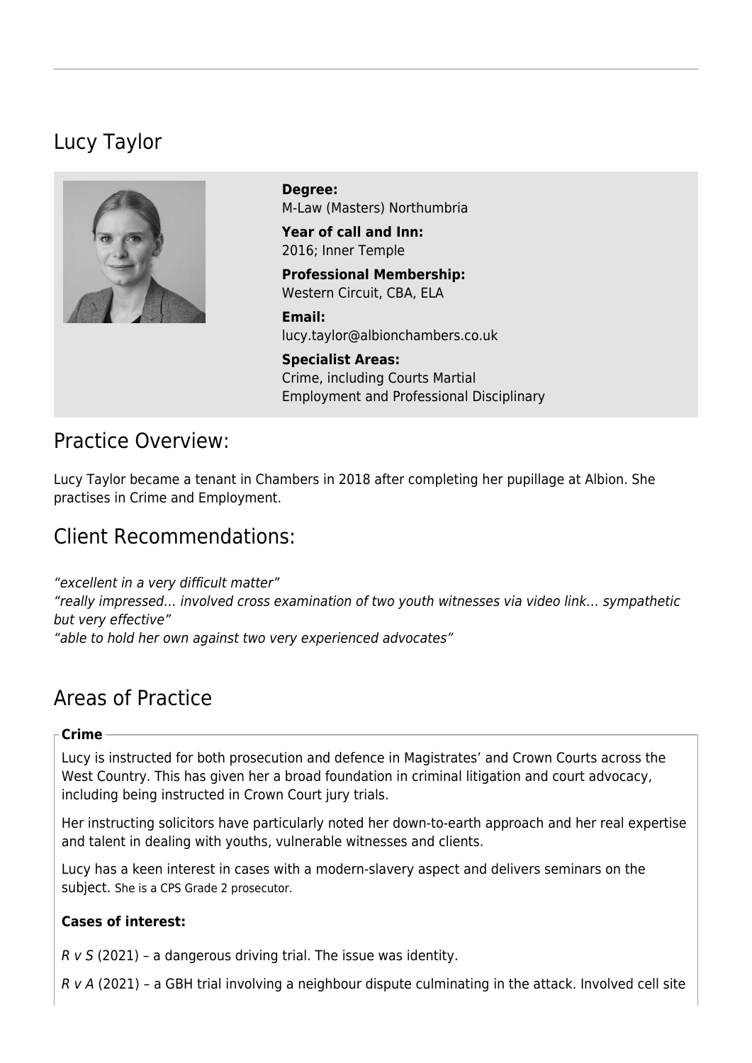# Lucy Taylor

**Degree:**
M-Law (Masters) Northumbria

**Year of call and Inn:**
2016; Inner Temple

**Professional Membership:**
Western Circuit, CBA, ELA

**Email:**
lucy.taylor@albionchambers.co.uk

**Specialist Areas:**
Crime, including Courts Martial
Employment and Professional Disciplinary

## Practice Overview:

Lucy Taylor became a tenant in Chambers in 2018 after completing her pupillage at Albion. She practises in Crime and Employment.

## Client Recommendations:

*"excellent in a very difficult matter"*
*"really impressed… involved cross examination of two youth witnesses via video link… sympathetic but very effective"*
*"able to hold her own against two very experienced advocates"*

## Areas of Practice

**Crime**

Lucy is instructed for both prosecution and defence in Magistrates' and Crown Courts across the West Country. This has given her a broad foundation in criminal litigation and court advocacy, including being instructed in Crown Court jury trials.

Her instructing solicitors have particularly noted her down-to-earth approach and her real expertise and talent in dealing with youths, vulnerable witnesses and clients.

Lucy has a keen interest in cases with a modern-slavery aspect and delivers seminars on the subject. She is a CPS Grade 2 prosecutor.

**Cases of interest:**

*R v S* (2021) – a dangerous driving trial. The issue was identity.

*R v A* (2021) – a GBH trial involving a neighbour dispute culminating in the attack. Involved cell site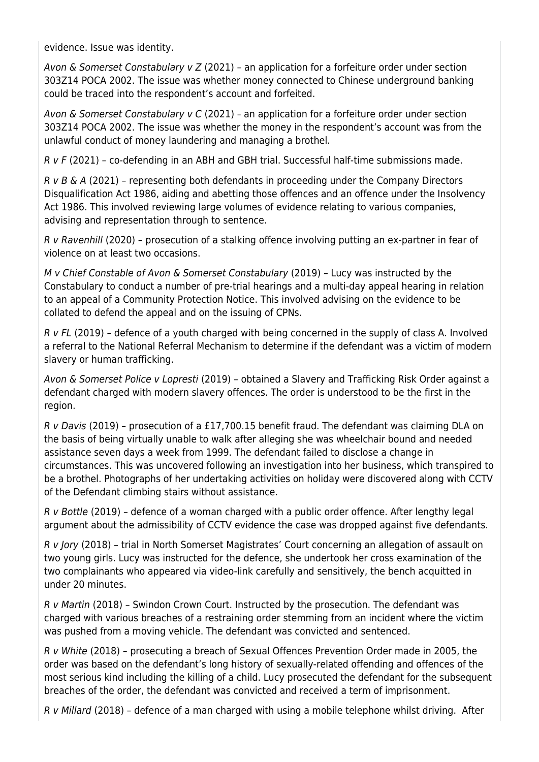evidence. Issue was identity.

*Avon & Somerset Constabulary v Z* (2021) – an application for a forfeiture order under section 303Z14 POCA 2002. The issue was whether money connected to Chinese underground banking could be traced into the respondent's account and forfeited.

*Avon & Somerset Constabulary v C* (2021) – an application for a forfeiture order under section 303Z14 POCA 2002. The issue was whether the money in the respondent's account was from the unlawful conduct of money laundering and managing a brothel.

*R v F* (2021) – co-defending in an ABH and GBH trial. Successful half-time submissions made.

*R v B & A* (2021) – representing both defendants in proceeding under the Company Directors Disqualification Act 1986, aiding and abetting those offences and an offence under the Insolvency Act 1986. This involved reviewing large volumes of evidence relating to various companies, advising and representation through to sentence.

*R v Ravenhill* (2020) – prosecution of a stalking offence involving putting an ex-partner in fear of violence on at least two occasions.

*M v Chief Constable of Avon & Somerset Constabulary* (2019) – Lucy was instructed by the Constabulary to conduct a number of pre-trial hearings and a multi-day appeal hearing in relation to an appeal of a Community Protection Notice. This involved advising on the evidence to be collated to defend the appeal and on the issuing of CPNs.

*R v FL* (2019) – defence of a youth charged with being concerned in the supply of class A. Involved a referral to the National Referral Mechanism to determine if the defendant was a victim of modern slavery or human trafficking.

*Avon & Somerset Police v Lopresti* (2019) – obtained a Slavery and Trafficking Risk Order against a defendant charged with modern slavery offences. The order is understood to be the first in the region.

*R v Davis* (2019) – prosecution of a £17,700.15 benefit fraud. The defendant was claiming DLA on the basis of being virtually unable to walk after alleging she was wheelchair bound and needed assistance seven days a week from 1999. The defendant failed to disclose a change in circumstances. This was uncovered following an investigation into her business, which transpired to be a brothel. Photographs of her undertaking activities on holiday were discovered along with CCTV of the Defendant climbing stairs without assistance.

*R v Bottle* (2019) – defence of a woman charged with a public order offence. After lengthy legal argument about the admissibility of CCTV evidence the case was dropped against five defendants.

*R v Jory* (2018) – trial in North Somerset Magistrates' Court concerning an allegation of assault on two young girls. Lucy was instructed for the defence, she undertook her cross examination of the two complainants who appeared via video-link carefully and sensitively, the bench acquitted in under 20 minutes.

*R v Martin* (2018) – Swindon Crown Court. Instructed by the prosecution. The defendant was charged with various breaches of a restraining order stemming from an incident where the victim was pushed from a moving vehicle. The defendant was convicted and sentenced.

*R v White* (2018) – prosecuting a breach of Sexual Offences Prevention Order made in 2005, the order was based on the defendant's long history of sexually-related offending and offences of the most serious kind including the killing of a child. Lucy prosecuted the defendant for the subsequent breaches of the order, the defendant was convicted and received a term of imprisonment.

*R v Millard* (2018) – defence of a man charged with using a mobile telephone whilst driving. After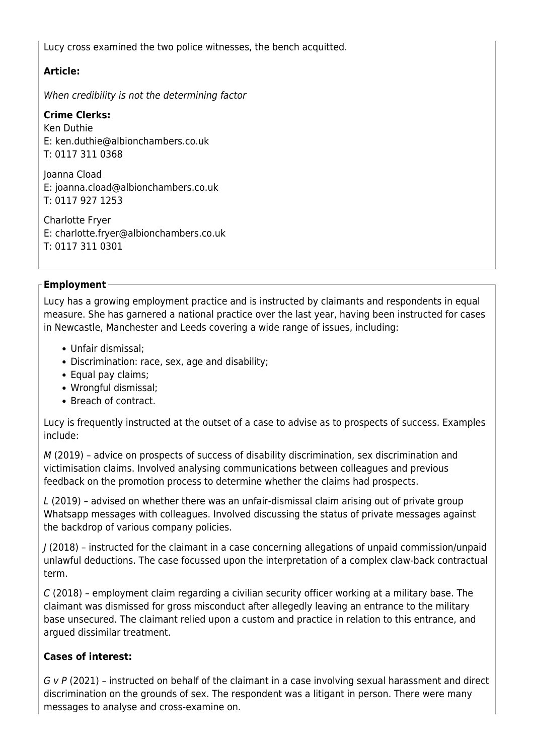Lucy cross examined the two police witnesses, the bench acquitted.

**Article:**

*When credibility is not the determining factor*

**Crime Clerks:**
Ken Duthie
E: ken.duthie@albionchambers.co.uk
T: 0117 311 0368

Joanna Cload
E: joanna.cload@albionchambers.co.uk
T: 0117 927 1253

Charlotte Fryer
E: charlotte.fryer@albionchambers.co.uk
T: 0117 311 0301

## Employment

Lucy has a growing employment practice and is instructed by claimants and respondents in equal measure. She has garnered a national practice over the last year, having been instructed for cases in Newcastle, Manchester and Leeds covering a wide range of issues, including:

- Unfair dismissal;
- Discrimination: race, sex, age and disability;
- Equal pay claims;
- Wrongful dismissal;
- Breach of contract.

Lucy is frequently instructed at the outset of a case to advise as to prospects of success. Examples include:

*M* (2019) – advice on prospects of success of disability discrimination, sex discrimination and victimisation claims. Involved analysing communications between colleagues and previous feedback on the promotion process to determine whether the claims had prospects.

*L* (2019) – advised on whether there was an unfair-dismissal claim arising out of private group Whatsapp messages with colleagues. Involved discussing the status of private messages against the backdrop of various company policies.

*J* (2018) – instructed for the claimant in a case concerning allegations of unpaid commission/unpaid unlawful deductions. The case focussed upon the interpretation of a complex claw-back contractual term.

*C* (2018) – employment claim regarding a civilian security officer working at a military base. The claimant was dismissed for gross misconduct after allegedly leaving an entrance to the military base unsecured. The claimant relied upon a custom and practice in relation to this entrance, and argued dissimilar treatment.

**Cases of interest:**

*G v P* (2021) – instructed on behalf of the claimant in a case involving sexual harassment and direct discrimination on the grounds of sex. The respondent was a litigant in person. There were many messages to analyse and cross-examine on.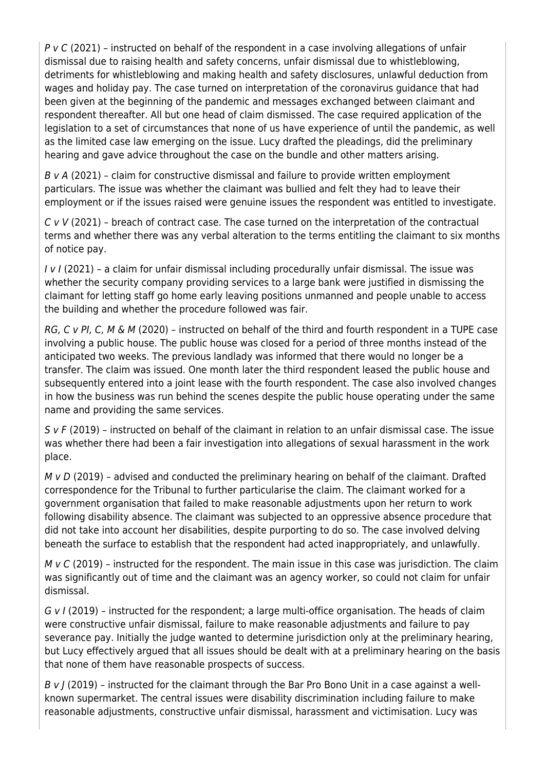*P v C* (2021) – instructed on behalf of the respondent in a case involving allegations of unfair dismissal due to raising health and safety concerns, unfair dismissal due to whistleblowing, detriments for whistleblowing and making health and safety disclosures, unlawful deduction from wages and holiday pay. The case turned on interpretation of the coronavirus guidance that had been given at the beginning of the pandemic and messages exchanged between claimant and respondent thereafter. All but one head of claim dismissed. The case required application of the legislation to a set of circumstances that none of us have experience of until the pandemic, as well as the limited case law emerging on the issue. Lucy drafted the pleadings, did the preliminary hearing and gave advice throughout the case on the bundle and other matters arising.

*B v A* (2021) – claim for constructive dismissal and failure to provide written employment particulars. The issue was whether the claimant was bullied and felt they had to leave their employment or if the issues raised were genuine issues the respondent was entitled to investigate.

*C v V* (2021) – breach of contract case. The case turned on the interpretation of the contractual terms and whether there was any verbal alteration to the terms entitling the claimant to six months of notice pay.

*I v I* (2021) – a claim for unfair dismissal including procedurally unfair dismissal. The issue was whether the security company providing services to a large bank were justified in dismissing the claimant for letting staff go home early leaving positions unmanned and people unable to access the building and whether the procedure followed was fair.

*RG, C v PI, C, M & M* (2020) – instructed on behalf of the third and fourth respondent in a TUPE case involving a public house. The public house was closed for a period of three months instead of the anticipated two weeks. The previous landlady was informed that there would no longer be a transfer. The claim was issued. One month later the third respondent leased the public house and subsequently entered into a joint lease with the fourth respondent. The case also involved changes in how the business was run behind the scenes despite the public house operating under the same name and providing the same services.

*S v F* (2019) – instructed on behalf of the claimant in relation to an unfair dismissal case. The issue was whether there had been a fair investigation into allegations of sexual harassment in the work place.

*M v D* (2019) – advised and conducted the preliminary hearing on behalf of the claimant. Drafted correspondence for the Tribunal to further particularise the claim. The claimant worked for a government organisation that failed to make reasonable adjustments upon her return to work following disability absence. The claimant was subjected to an oppressive absence procedure that did not take into account her disabilities, despite purporting to do so. The case involved delving beneath the surface to establish that the respondent had acted inappropriately, and unlawfully.

*M v C* (2019) – instructed for the respondent. The main issue in this case was jurisdiction. The claim was significantly out of time and the claimant was an agency worker, so could not claim for unfair dismissal.

*G v I* (2019) – instructed for the respondent; a large multi-office organisation. The heads of claim were constructive unfair dismissal, failure to make reasonable adjustments and failure to pay severance pay. Initially the judge wanted to determine jurisdiction only at the preliminary hearing, but Lucy effectively argued that all issues should be dealt with at a preliminary hearing on the basis that none of them have reasonable prospects of success.

*B v J* (2019) – instructed for the claimant through the Bar Pro Bono Unit in a case against a well-known supermarket. The central issues were disability discrimination including failure to make reasonable adjustments, constructive unfair dismissal, harassment and victimisation. Lucy was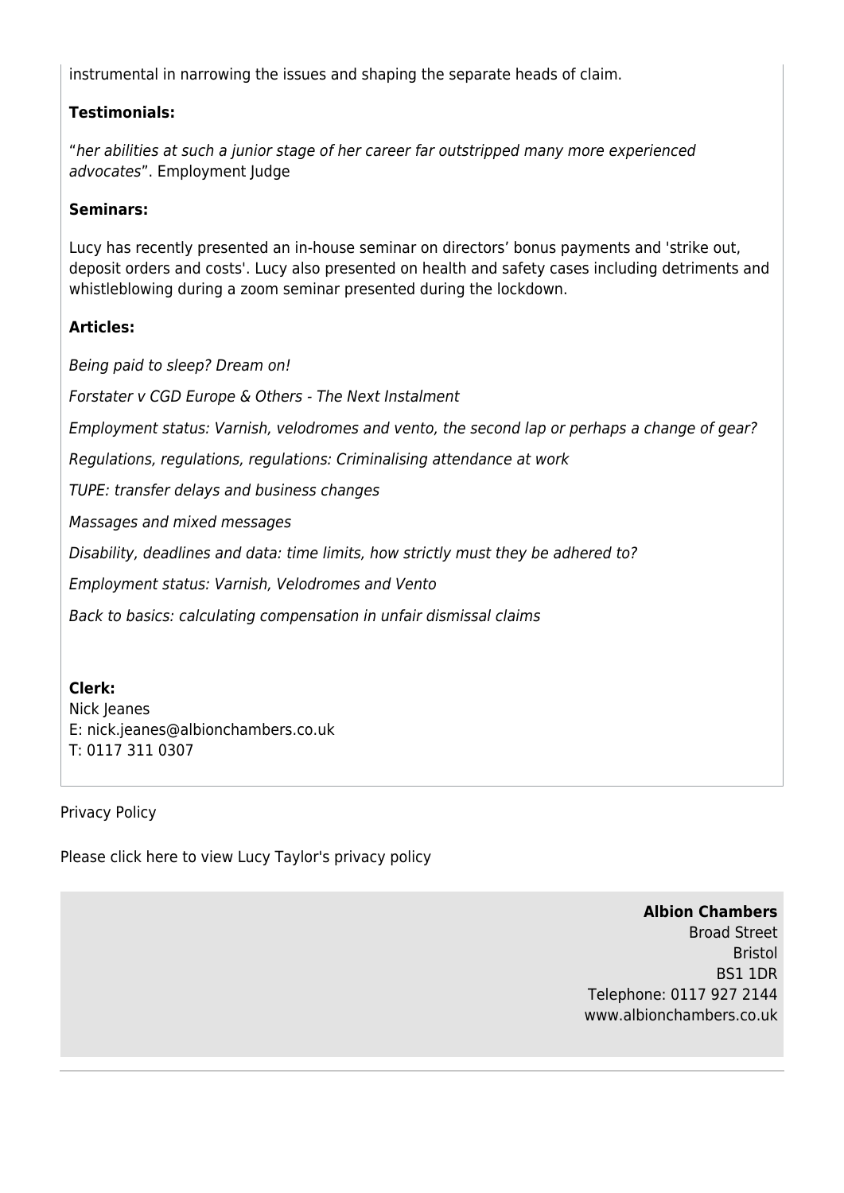instrumental in narrowing the issues and shaping the separate heads of claim.

**Testimonials:**

"*her abilities at such a junior stage of her career far outstripped many more experienced advocates*". Employment Judge

**Seminars:**

Lucy has recently presented an in-house seminar on directors' bonus payments and 'strike out, deposit orders and costs'. Lucy also presented on health and safety cases including detriments and whistleblowing during a zoom seminar presented during the lockdown.

**Articles:**

*Being paid to sleep? Dream on!*

*Forstater v CGD Europe & Others - The Next Instalment*

*Employment status: Varnish, velodromes and vento, the second lap or perhaps a change of gear?*

*Regulations, regulations, regulations: Criminalising attendance at work*

*TUPE: transfer delays and business changes*

*Massages and mixed messages*

*Disability, deadlines and data: time limits, how strictly must they be adhered to?*

*Employment status: Varnish, Velodromes and Vento*

*Back to basics: calculating compensation in unfair dismissal claims*

**Clerk:**
Nick Jeanes
E: nick.jeanes@albionchambers.co.uk
T: 0117 311 0307

Privacy Policy

Please click here to view Lucy Taylor's privacy policy

**Albion Chambers**
Broad Street
Bristol
BS1 1DR
Telephone: 0117 927 2144
www.albionchambers.co.uk